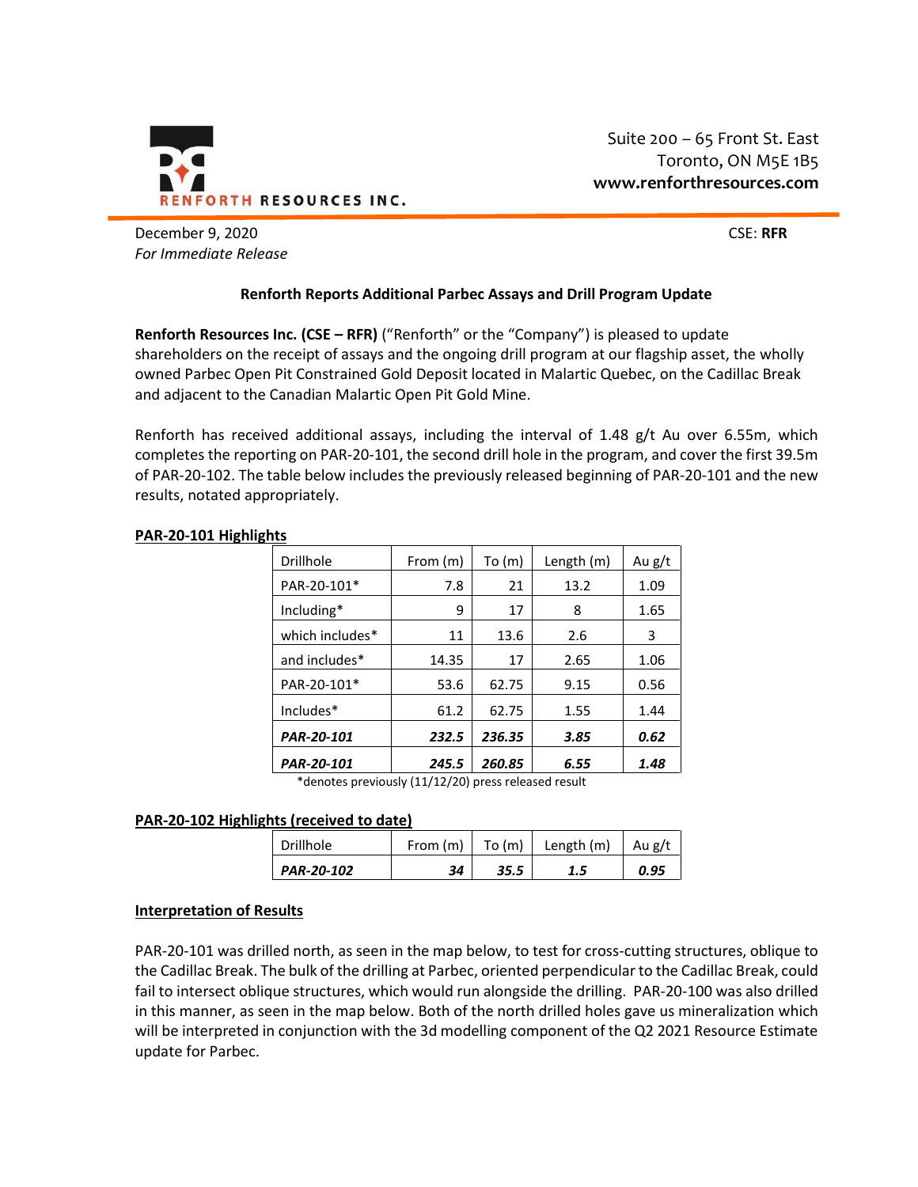RENFORTH RESOURCES INC.

Suite 200 – 65 Front St. East
Toronto, ON M5E 1B5
**www.renforthresources.com**

December 9, 2020
*For Immediate Release*

CSE: **RFR**

**Renforth Reports Additional Parbec Assays and Drill Program Update**

**Renforth Resources Inc. (CSE – RFR)** ("Renforth" or the "Company") is pleased to update shareholders on the receipt of assays and the ongoing drill program at our flagship asset, the wholly owned Parbec Open Pit Constrained Gold Deposit located in Malartic Quebec, on the Cadillac Break and adjacent to the Canadian Malartic Open Pit Gold Mine.

Renforth has received additional assays, including the interval of 1.48 g/t Au over 6.55m, which completes the reporting on PAR-20-101, the second drill hole in the program, and cover the first 39.5m of PAR-20-102. The table below includes the previously released beginning of PAR-20-101 and the new results, notated appropriately.

**PAR-20-101 Highlights**

| Drillhole | From (m) | To (m) | Length (m) | Au g/t |
|---|---|---|---|---|
| PAR-20-101* | 7.8 | 21 | 13.2 | 1.09 |
| Including* | 9 | 17 | 8 | 1.65 |
| which includes* | 11 | 13.6 | 2.6 | 3 |
| and includes* | 14.35 | 17 | 2.65 | 1.06 |
| PAR-20-101* | 53.6 | 62.75 | 9.15 | 0.56 |
| Includes* | 61.2 | 62.75 | 1.55 | 1.44 |
| ***PAR-20-101*** | ***232.5*** | ***236.35*** | ***3.85*** | ***0.62*** |
| ***PAR-20-101*** | ***245.5*** | ***260.85*** | ***6.55*** | ***1.48*** |

*denotes previously (11/12/20) press released result

**PAR-20-102 Highlights (received to date)**

| Drillhole | From (m) | To (m) | Length (m) | Au g/t |
|---|---|---|---|---|
| ***PAR-20-102*** | ***34*** | ***35.5*** | ***1.5*** | ***0.95*** |

**Interpretation of Results**

PAR-20-101 was drilled north, as seen in the map below, to test for cross-cutting structures, oblique to the Cadillac Break. The bulk of the drilling at Parbec, oriented perpendicular to the Cadillac Break, could fail to intersect oblique structures, which would run alongside the drilling. PAR-20-100 was also drilled in this manner, as seen in the map below. Both of the north drilled holes gave us mineralization which will be interpreted in conjunction with the 3d modelling component of the Q2 2021 Resource Estimate update for Parbec.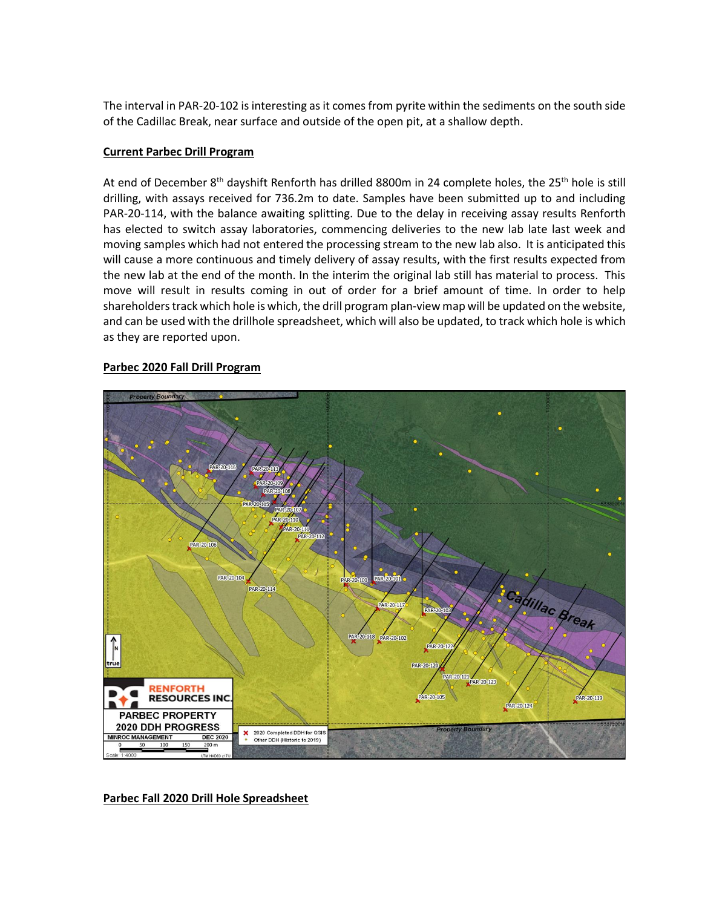The interval in PAR-20-102 is interesting as it comes from pyrite within the sediments on the south side of the Cadillac Break, near surface and outside of the open pit, at a shallow depth.

**Current Parbec Drill Program**

At end of December 8th dayshift Renforth has drilled 8800m in 24 complete holes, the 25th hole is still drilling, with assays received for 736.2m to date. Samples have been submitted up to and including PAR-20-114, with the balance awaiting splitting. Due to the delay in receiving assay results Renforth has elected to switch assay laboratories, commencing deliveries to the new lab late last week and moving samples which had not entered the processing stream to the new lab also. It is anticipated this will cause a more continuous and timely delivery of assay results, with the first results expected from the new lab at the end of the month. In the interim the original lab still has material to process. This move will result in results coming in out of order for a brief amount of time. In order to help shareholders track which hole is which, the drill program plan-view map will be updated on the website, and can be used with the drillhole spreadsheet, which will also be updated, to track which hole is which as they are reported upon.

**Parbec 2020 Fall Drill Program**

**Parbec Fall 2020 Drill Hole Spreadsheet**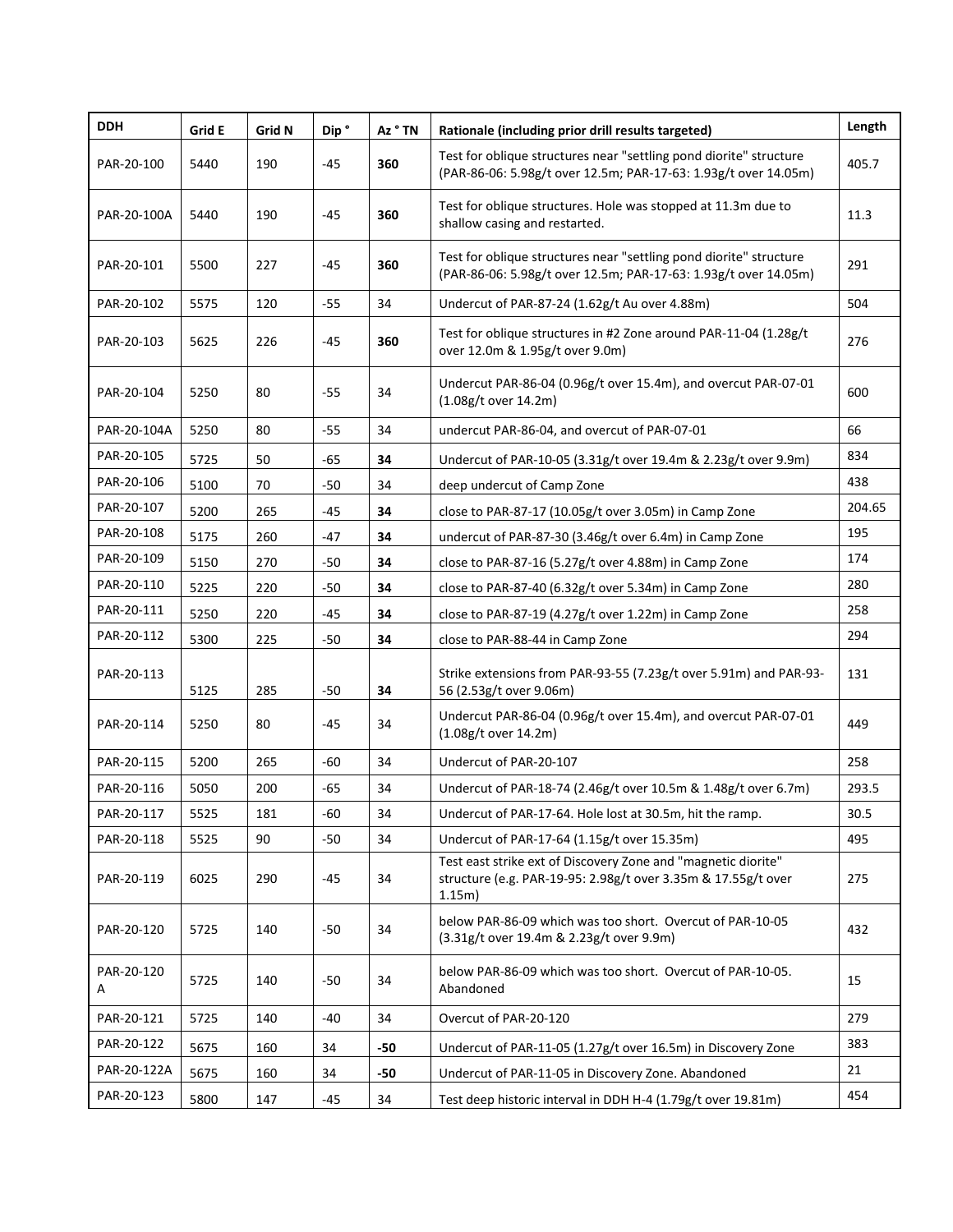| DDH | Grid E | Grid N | Dip ° | Az ° TN | Rationale (including prior drill results targeted) | Length |
|---|---|---|---|---|---|---|
| PAR-20-100 | 5440 | 190 | -45 | **360** | Test for oblique structures near "settling pond diorite" structure (PAR-86-06: 5.98g/t over 12.5m; PAR-17-63: 1.93g/t over 14.05m) | 405.7 |
| PAR-20-100A | 5440 | 190 | -45 | **360** | Test for oblique structures. Hole was stopped at 11.3m due to shallow casing and restarted. | 11.3 |
| PAR-20-101 | 5500 | 227 | -45 | **360** | Test for oblique structures near "settling pond diorite" structure (PAR-86-06: 5.98g/t over 12.5m; PAR-17-63: 1.93g/t over 14.05m) | 291 |
| PAR-20-102 | 5575 | 120 | -55 | 34 | Undercut of PAR-87-24 (1.62g/t Au over 4.88m) | 504 |
| PAR-20-103 | 5625 | 226 | -45 | **360** | Test for oblique structures in #2 Zone around PAR-11-04 (1.28g/t over 12.0m & 1.95g/t over 9.0m) | 276 |
| PAR-20-104 | 5250 | 80 | -55 | 34 | Undercut PAR-86-04 (0.96g/t over 15.4m), and overcut PAR-07-01 (1.08g/t over 14.2m) | 600 |
| PAR-20-104A | 5250 | 80 | -55 | 34 | undercut PAR-86-04, and overcut of PAR-07-01 | 66 |
| PAR-20-105 | 5725 | 50 | -65 | **34** | Undercut of PAR-10-05 (3.31g/t over 19.4m & 2.23g/t over 9.9m) | 834 |
| PAR-20-106 | 5100 | 70 | -50 | 34 | deep undercut of Camp Zone | 438 |
| PAR-20-107 | 5200 | 265 | -45 | **34** | close to PAR-87-17 (10.05g/t over 3.05m) in Camp Zone | 204.65 |
| PAR-20-108 | 5175 | 260 | -47 | **34** | undercut of PAR-87-30 (3.46g/t over 6.4m) in Camp Zone | 195 |
| PAR-20-109 | 5150 | 270 | -50 | **34** | close to PAR-87-16 (5.27g/t over 4.88m) in Camp Zone | 174 |
| PAR-20-110 | 5225 | 220 | -50 | **34** | close to PAR-87-40 (6.32g/t over 5.34m) in Camp Zone | 280 |
| PAR-20-111 | 5250 | 220 | -45 | **34** | close to PAR-87-19 (4.27g/t over 1.22m) in Camp Zone | 258 |
| PAR-20-112 | 5300 | 225 | -50 | **34** | close to PAR-88-44 in Camp Zone | 294 |
| PAR-20-113 | 5125 | 285 | -50 | **34** | Strike extensions from PAR-93-55 (7.23g/t over 5.91m) and PAR-93-56 (2.53g/t over 9.06m) | 131 |
| PAR-20-114 | 5250 | 80 | -45 | 34 | Undercut PAR-86-04 (0.96g/t over 15.4m), and overcut PAR-07-01 (1.08g/t over 14.2m) | 449 |
| PAR-20-115 | 5200 | 265 | -60 | 34 | Undercut of PAR-20-107 | 258 |
| PAR-20-116 | 5050 | 200 | -65 | 34 | Undercut of PAR-18-74 (2.46g/t over 10.5m & 1.48g/t over 6.7m) | 293.5 |
| PAR-20-117 | 5525 | 181 | -60 | 34 | Undercut of PAR-17-64. Hole lost at 30.5m, hit the ramp. | 30.5 |
| PAR-20-118 | 5525 | 90 | -50 | 34 | Undercut of PAR-17-64 (1.15g/t over 15.35m) | 495 |
| PAR-20-119 | 6025 | 290 | -45 | 34 | Test east strike ext of Discovery Zone and "magnetic diorite" structure (e.g. PAR-19-95: 2.98g/t over 3.35m & 17.55g/t over 1.15m) | 275 |
| PAR-20-120 | 5725 | 140 | -50 | 34 | below PAR-86-09 which was too short. Overcut of PAR-10-05 (3.31g/t over 19.4m & 2.23g/t over 9.9m) | 432 |
| PAR-20-120 A | 5725 | 140 | -50 | 34 | below PAR-86-09 which was too short. Overcut of PAR-10-05. Abandoned | 15 |
| PAR-20-121 | 5725 | 140 | -40 | 34 | Overcut of PAR-20-120 | 279 |
| PAR-20-122 | 5675 | 160 | 34 | **-50** | Undercut of PAR-11-05 (1.27g/t over 16.5m) in Discovery Zone | 383 |
| PAR-20-122A | 5675 | 160 | 34 | **-50** | Undercut of PAR-11-05 in Discovery Zone. Abandoned | 21 |
| PAR-20-123 | 5800 | 147 | -45 | 34 | Test deep historic interval in DDH H-4 (1.79g/t over 19.81m) | 454 |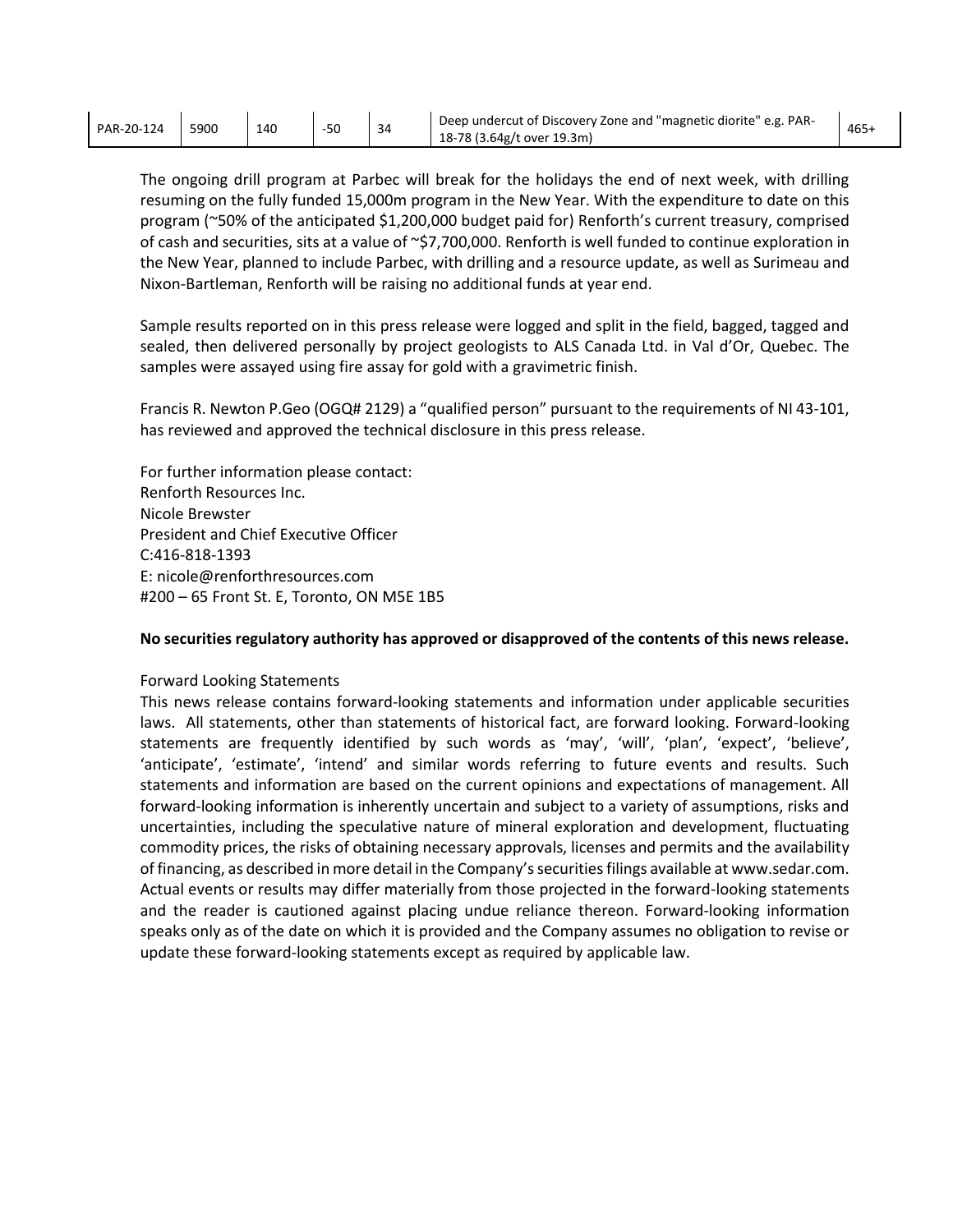| | | | | | | |
|---|---|---|---|---|---|---|
| PAR-20-124 | 5900 | 140 | -50 | 34 | Deep undercut of Discovery Zone and "magnetic diorite" e.g. PAR-18-78 (3.64g/t over 19.3m) | 465+ |

The ongoing drill program at Parbec will break for the holidays the end of next week, with drilling resuming on the fully funded 15,000m program in the New Year. With the expenditure to date on this program (~50% of the anticipated $1,200,000 budget paid for) Renforth's current treasury, comprised of cash and securities, sits at a value of ~$7,700,000. Renforth is well funded to continue exploration in the New Year, planned to include Parbec, with drilling and a resource update, as well as Surimeau and Nixon-Bartleman, Renforth will be raising no additional funds at year end.

Sample results reported on in this press release were logged and split in the field, bagged, tagged and sealed, then delivered personally by project geologists to ALS Canada Ltd. in Val d'Or, Quebec. The samples were assayed using fire assay for gold with a gravimetric finish.

Francis R. Newton P.Geo (OGQ# 2129) a "qualified person" pursuant to the requirements of NI 43-101, has reviewed and approved the technical disclosure in this press release.

For further information please contact:
Renforth Resources Inc.
Nicole Brewster
President and Chief Executive Officer
C:416-818-1393
E: nicole@renforthresources.com
#200 – 65 Front St. E, Toronto, ON M5E 1B5

**No securities regulatory authority has approved or disapproved of the contents of this news release.**

Forward Looking Statements

This news release contains forward-looking statements and information under applicable securities laws. All statements, other than statements of historical fact, are forward looking. Forward-looking statements are frequently identified by such words as 'may', 'will', 'plan', 'expect', 'believe', 'anticipate', 'estimate', 'intend' and similar words referring to future events and results. Such statements and information are based on the current opinions and expectations of management. All forward-looking information is inherently uncertain and subject to a variety of assumptions, risks and uncertainties, including the speculative nature of mineral exploration and development, fluctuating commodity prices, the risks of obtaining necessary approvals, licenses and permits and the availability of financing, as described in more detail in the Company's securities filings available at www.sedar.com. Actual events or results may differ materially from those projected in the forward-looking statements and the reader is cautioned against placing undue reliance thereon. Forward-looking information speaks only as of the date on which it is provided and the Company assumes no obligation to revise or update these forward-looking statements except as required by applicable law.